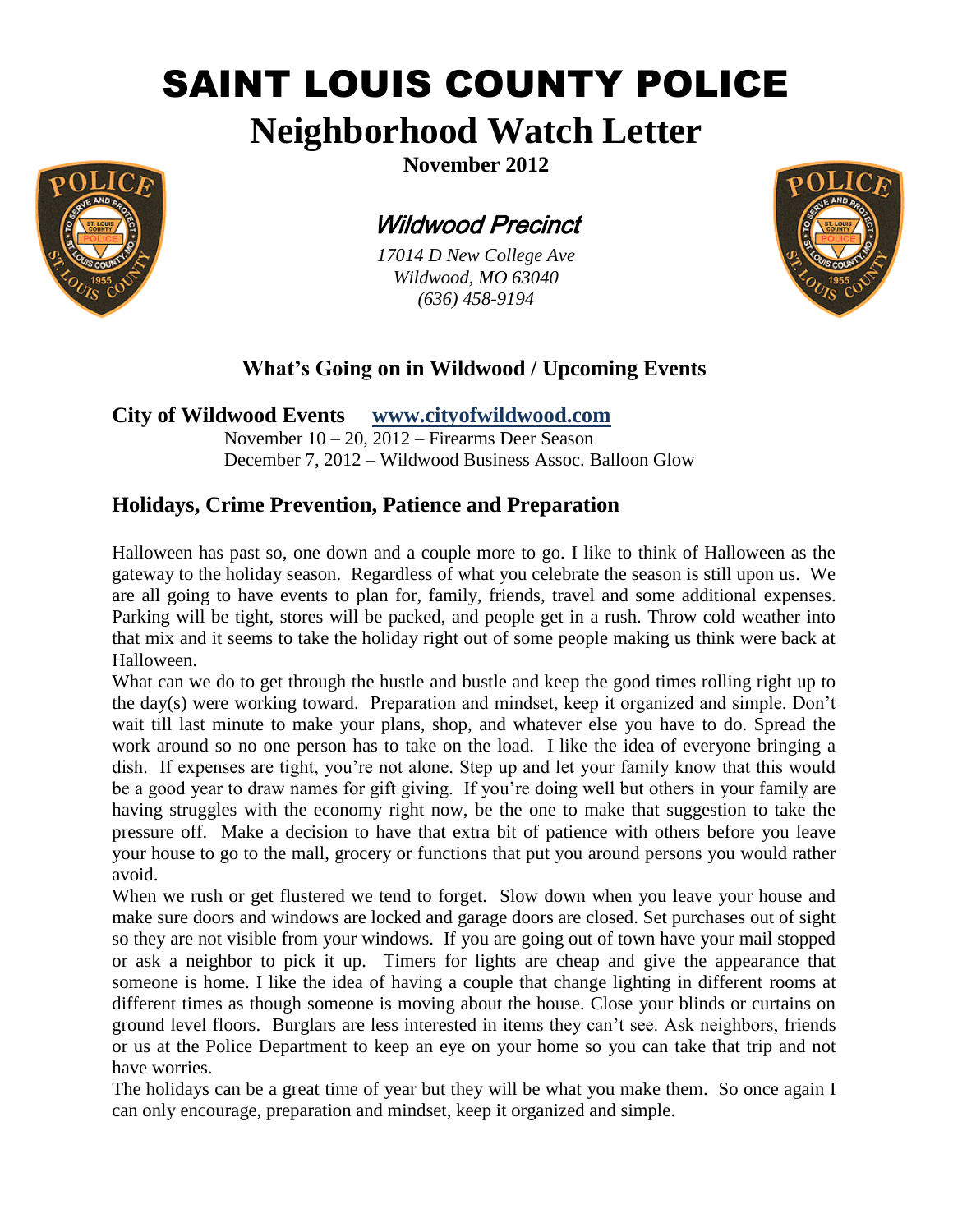# SAINT LOUIS COUNTY POLICE

# Neighborhood Watch Letter

**November 2012**

## *Wildwood Precinct*

*17014 D New College Ave*
*Wildwood, MO 63040*
*(636) 458-9194*

### What's Going on in Wildwood / Upcoming Events

**City of Wildwood Events** **www.cityofwildwood.com**

November 10 – 20, 2012 – Firearms Deer Season
December 7, 2012 – Wildwood Business Assoc. Balloon Glow

### Holidays, Crime Prevention, Patience and Preparation

Halloween has past so, one down and a couple more to go. I like to think of Halloween as the gateway to the holiday season. Regardless of what you celebrate the season is still upon us. We are all going to have events to plan for, family, friends, travel and some additional expenses. Parking will be tight, stores will be packed, and people get in a rush. Throw cold weather into that mix and it seems to take the holiday right out of some people making us think were back at Halloween.

What can we do to get through the hustle and bustle and keep the good times rolling right up to the day(s) were working toward. Preparation and mindset, keep it organized and simple. Don't wait till last minute to make your plans, shop, and whatever else you have to do. Spread the work around so no one person has to take on the load. I like the idea of everyone bringing a dish. If expenses are tight, you're not alone. Step up and let your family know that this would be a good year to draw names for gift giving. If you're doing well but others in your family are having struggles with the economy right now, be the one to make that suggestion to take the pressure off. Make a decision to have that extra bit of patience with others before you leave your house to go to the mall, grocery or functions that put you around persons you would rather avoid.

When we rush or get flustered we tend to forget. Slow down when you leave your house and make sure doors and windows are locked and garage doors are closed. Set purchases out of sight so they are not visible from your windows. If you are going out of town have your mail stopped or ask a neighbor to pick it up. Timers for lights are cheap and give the appearance that someone is home. I like the idea of having a couple that change lighting in different rooms at different times as though someone is moving about the house. Close your blinds or curtains on ground level floors. Burglars are less interested in items they can't see. Ask neighbors, friends or us at the Police Department to keep an eye on your home so you can take that trip and not have worries.

The holidays can be a great time of year but they will be what you make them. So once again I can only encourage, preparation and mindset, keep it organized and simple.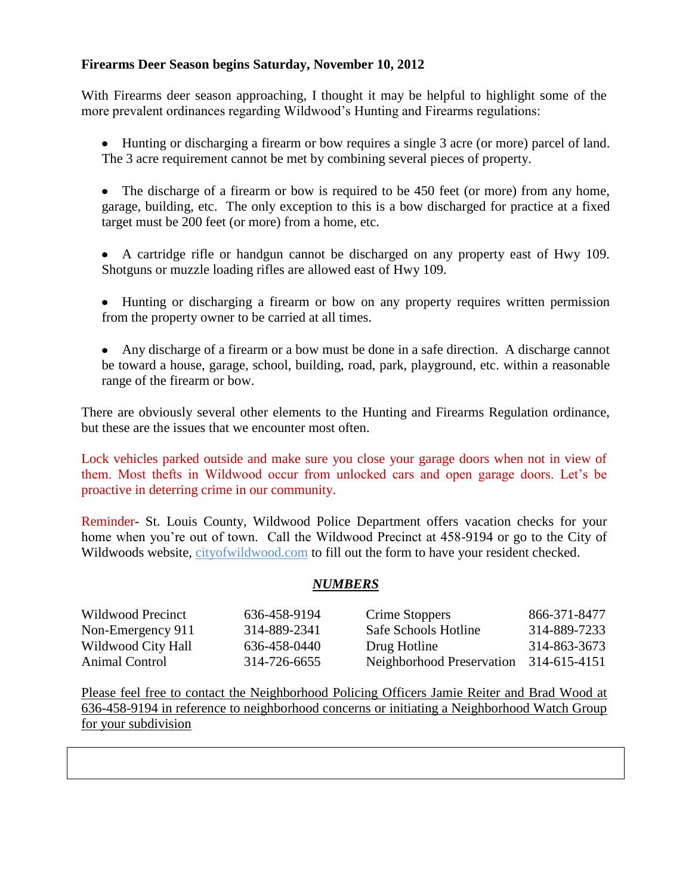**Firearms Deer Season begins Saturday, November 10, 2012**

With Firearms deer season approaching, I thought it may be helpful to highlight some of the more prevalent ordinances regarding Wildwood's Hunting and Firearms regulations:

- Hunting or discharging a firearm or bow requires a single 3 acre (or more) parcel of land. The 3 acre requirement cannot be met by combining several pieces of property.
- The discharge of a firearm or bow is required to be 450 feet (or more) from any home, garage, building, etc. The only exception to this is a bow discharged for practice at a fixed target must be 200 feet (or more) from a home, etc.
- A cartridge rifle or handgun cannot be discharged on any property east of Hwy 109. Shotguns or muzzle loading rifles are allowed east of Hwy 109.
- Hunting or discharging a firearm or bow on any property requires written permission from the property owner to be carried at all times.
- Any discharge of a firearm or a bow must be done in a safe direction. A discharge cannot be toward a house, garage, school, building, road, park, playground, etc. within a reasonable range of the firearm or bow.

There are obviously several other elements to the Hunting and Firearms Regulation ordinance, but these are the issues that we encounter most often.

Lock vehicles parked outside and make sure you close your garage doors when not in view of them. Most thefts in Wildwood occur from unlocked cars and open garage doors. Let's be proactive in deterring crime in our community.

Reminder- St. Louis County, Wildwood Police Department offers vacation checks for your home when you're out of town. Call the Wildwood Precinct at 458-9194 or go to the City of Wildwoods website, cityofwildwood.com to fill out the form to have your resident checked.

## ***NUMBERS***

| | | | |
|---|---|---|---|
| Wildwood Precinct | 636-458-9194 | Crime Stoppers | 866-371-8477 |
| Non-Emergency 911 | 314-889-2341 | Safe Schools Hotline | 314-889-7233 |
| Wildwood City Hall | 636-458-0440 | Drug Hotline | 314-863-3673 |
| Animal Control | 314-726-6655 | Neighborhood Preservation | 314-615-4151 |

Please feel free to contact the Neighborhood Policing Officers Jamie Reiter and Brad Wood at 636-458-9194 in reference to neighborhood concerns or initiating a Neighborhood Watch Group for your subdivision